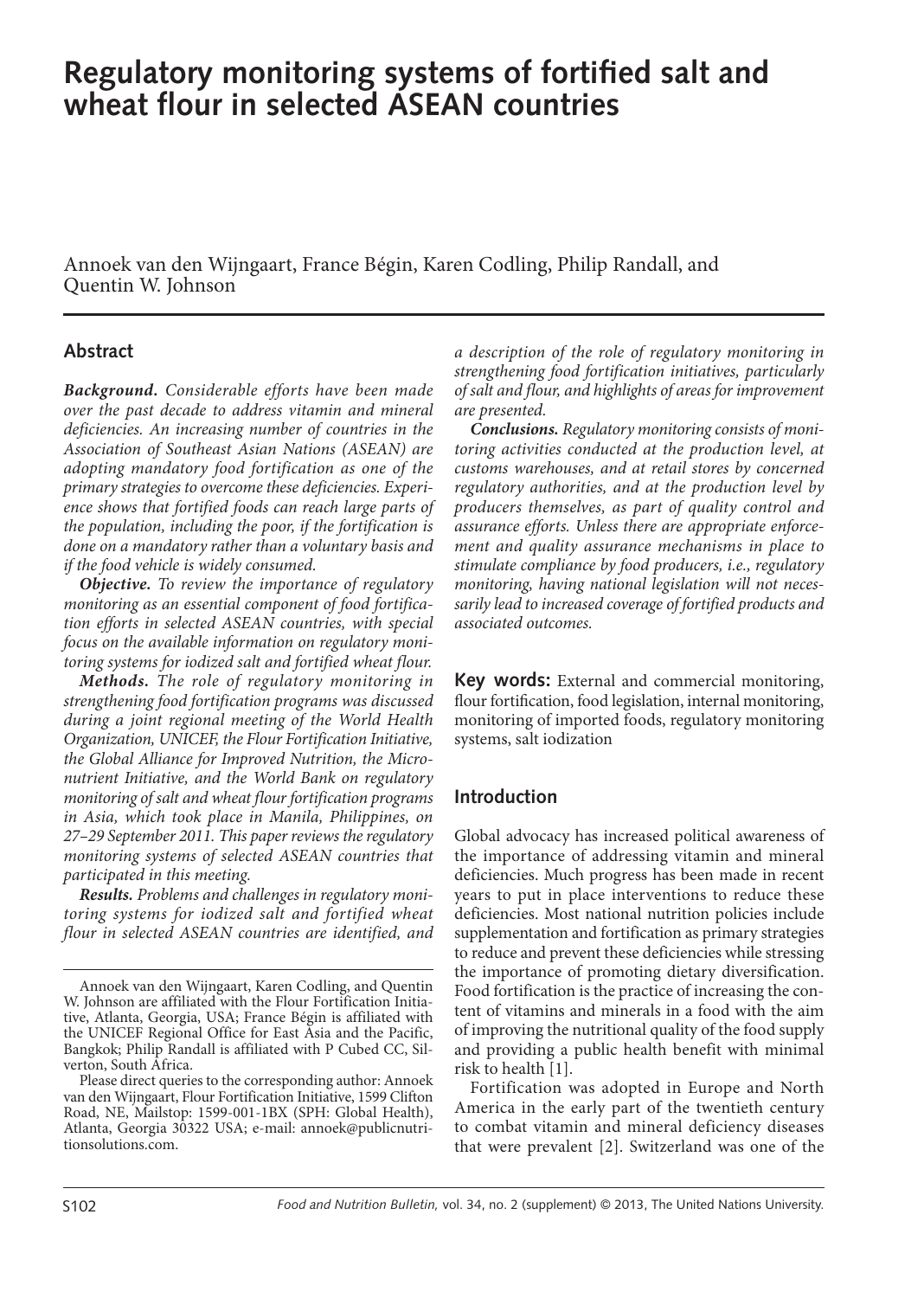# Regulatory monitoring systems of fortified salt and wheat flour in selected ASEAN countries

Annoek van den Wijngaart, France Bégin, Karen Codling, Philip Randall, and Quentin W. Johnson

## Abstract

***Background.*** *Considerable efforts have been made over the past decade to address vitamin and mineral deficiencies. An increasing number of countries in the Association of Southeast Asian Nations (ASEAN) are adopting mandatory food fortification as one of the primary strategies to overcome these deficiencies. Experience shows that fortified foods can reach large parts of the population, including the poor, if the fortification is done on a mandatory rather than a voluntary basis and if the food vehicle is widely consumed.*

***Objective.*** *To review the importance of regulatory monitoring as an essential component of food fortification efforts in selected ASEAN countries, with special focus on the available information on regulatory monitoring systems for iodized salt and fortified wheat flour.*

***Methods.*** *The role of regulatory monitoring in strengthening food fortification programs was discussed during a joint regional meeting of the World Health Organization, UNICEF, the Flour Fortification Initiative, the Global Alliance for Improved Nutrition, the Micronutrient Initiative, and the World Bank on regulatory monitoring of salt and wheat flour fortification programs in Asia, which took place in Manila, Philippines, on 27–29 September 2011. This paper reviews the regulatory monitoring systems of selected ASEAN countries that participated in this meeting.*

***Results.*** *Problems and challenges in regulatory monitoring systems for iodized salt and fortified wheat flour in selected ASEAN countries are identified, and a description of the role of regulatory monitoring in strengthening food fortification initiatives, particularly of salt and flour, and highlights of areas for improvement are presented.*

***Conclusions.*** *Regulatory monitoring consists of monitoring activities conducted at the production level, at customs warehouses, and at retail stores by concerned regulatory authorities, and at the production level by producers themselves, as part of quality control and assurance efforts. Unless there are appropriate enforcement and quality assurance mechanisms in place to stimulate compliance by food producers, i.e., regulatory monitoring, having national legislation will not necessarily lead to increased coverage of fortified products and associated outcomes.*

**Key words:** External and commercial monitoring, flour fortification, food legislation, internal monitoring, monitoring of imported foods, regulatory monitoring systems, salt iodization

Annoek van den Wijngaart, Karen Codling, and Quentin W. Johnson are affiliated with the Flour Fortification Initiative, Atlanta, Georgia, USA; France Bégin is affiliated with the UNICEF Regional Office for East Asia and the Pacific, Bangkok; Philip Randall is affiliated with P Cubed CC, Silverton, South Africa.

Please direct queries to the corresponding author: Annoek van den Wijngaart, Flour Fortification Initiative, 1599 Clifton Road, NE, Mailstop: 1599-001-1BX (SPH: Global Health), Atlanta, Georgia 30322 USA; e-mail: annoek@publicnutritionsolutions.com.

## Introduction

Global advocacy has increased political awareness of the importance of addressing vitamin and mineral deficiencies. Much progress has been made in recent years to put in place interventions to reduce these deficiencies. Most national nutrition policies include supplementation and fortification as primary strategies to reduce and prevent these deficiencies while stressing the importance of promoting dietary diversification. Food fortification is the practice of increasing the content of vitamins and minerals in a food with the aim of improving the nutritional quality of the food supply and providing a public health benefit with minimal risk to health [1].

Fortification was adopted in Europe and North America in the early part of the twentieth century to combat vitamin and mineral deficiency diseases that were prevalent [2]. Switzerland was one of the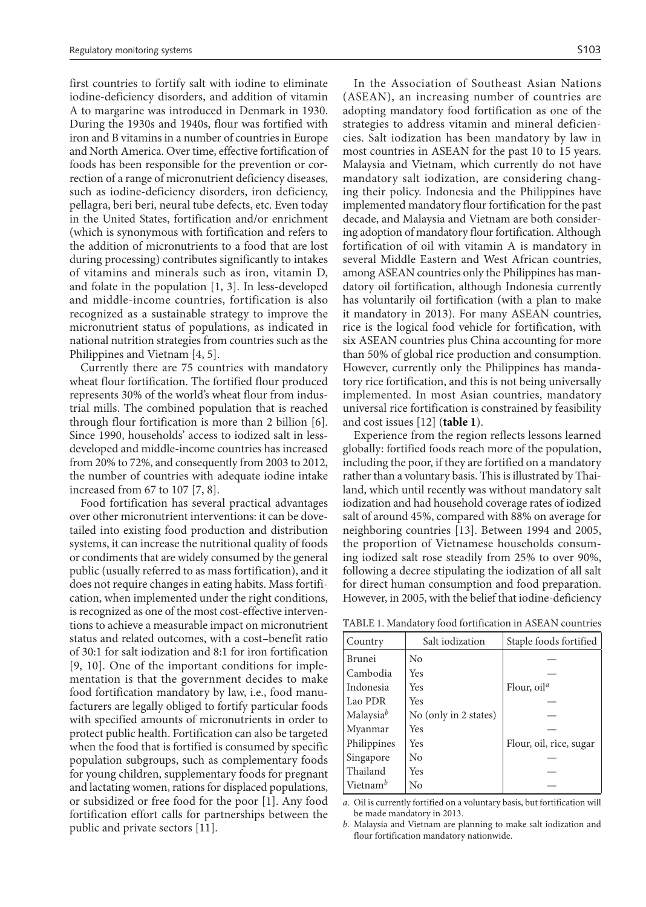first countries to fortify salt with iodine to eliminate iodine-deficiency disorders, and addition of vitamin A to margarine was introduced in Denmark in 1930. During the 1930s and 1940s, flour was fortified with iron and B vitamins in a number of countries in Europe and North America. Over time, effective fortification of foods has been responsible for the prevention or correction of a range of micronutrient deficiency diseases, such as iodine-deficiency disorders, iron deficiency, pellagra, beri beri, neural tube defects, etc. Even today in the United States, fortification and/or enrichment (which is synonymous with fortification and refers to the addition of micronutrients to a food that are lost during processing) contributes significantly to intakes of vitamins and minerals such as iron, vitamin D, and folate in the population [1, 3]. In less-developed and middle-income countries, fortification is also recognized as a sustainable strategy to improve the micronutrient status of populations, as indicated in national nutrition strategies from countries such as the Philippines and Vietnam [4, 5].

Currently there are 75 countries with mandatory wheat flour fortification. The fortified flour produced represents 30% of the world's wheat flour from industrial mills. The combined population that is reached through flour fortification is more than 2 billion [6]. Since 1990, households' access to iodized salt in less-developed and middle-income countries has increased from 20% to 72%, and consequently from 2003 to 2012, the number of countries with adequate iodine intake increased from 67 to 107 [7, 8].

Food fortification has several practical advantages over other micronutrient interventions: it can be dovetailed into existing food production and distribution systems, it can increase the nutritional quality of foods or condiments that are widely consumed by the general public (usually referred to as mass fortification), and it does not require changes in eating habits. Mass fortification, when implemented under the right conditions, is recognized as one of the most cost-effective interventions to achieve a measurable impact on micronutrient status and related outcomes, with a cost–benefit ratio of 30:1 for salt iodization and 8:1 for iron fortification [9, 10]. One of the important conditions for implementation is that the government decides to make food fortification mandatory by law, i.e., food manufacturers are legally obliged to fortify particular foods with specified amounts of micronutrients in order to protect public health. Fortification can also be targeted when the food that is fortified is consumed by specific population subgroups, such as complementary foods for young children, supplementary foods for pregnant and lactating women, rations for displaced populations, or subsidized or free food for the poor [1]. Any food fortification effort calls for partnerships between the public and private sectors [11].

In the Association of Southeast Asian Nations (ASEAN), an increasing number of countries are adopting mandatory food fortification as one of the strategies to address vitamin and mineral deficiencies. Salt iodization has been mandatory by law in most countries in ASEAN for the past 10 to 15 years. Malaysia and Vietnam, which currently do not have mandatory salt iodization, are considering changing their policy. Indonesia and the Philippines have implemented mandatory flour fortification for the past decade, and Malaysia and Vietnam are both considering adoption of mandatory flour fortification. Although fortification of oil with vitamin A is mandatory in several Middle Eastern and West African countries, among ASEAN countries only the Philippines has mandatory oil fortification, although Indonesia currently has voluntarily oil fortification (with a plan to make it mandatory in 2013). For many ASEAN countries, rice is the logical food vehicle for fortification, with six ASEAN countries plus China accounting for more than 50% of global rice production and consumption. However, currently only the Philippines has mandatory rice fortification, and this is not being universally implemented. In most Asian countries, mandatory universal rice fortification is constrained by feasibility and cost issues [12] (**table 1**).

Experience from the region reflects lessons learned globally: fortified foods reach more of the population, including the poor, if they are fortified on a mandatory rather than a voluntary basis. This is illustrated by Thailand, which until recently was without mandatory salt iodization and had household coverage rates of iodized salt of around 45%, compared with 88% on average for neighboring countries [13]. Between 1994 and 2005, the proportion of Vietnamese households consuming iodized salt rose steadily from 25% to over 90%, following a decree stipulating the iodization of all salt for direct human consumption and food preparation. However, in 2005, with the belief that iodine-deficiency

TABLE 1. Mandatory food fortification in ASEAN countries

| Country | Salt iodization | Staple foods fortified |
|---|---|---|
| Brunei | No | — |
| Cambodia | Yes | — |
| Indonesia | Yes | Flour, oil[a] |
| Lao PDR | Yes | — |
| Malaysia[b] | No (only in 2 states) | — |
| Myanmar | Yes | — |
| Philippines | Yes | Flour, oil, rice, sugar |
| Singapore | No | — |
| Thailand | Yes | — |
| Vietnam[b] | No | — |

*a.* Oil is currently fortified on a voluntary basis, but fortification will be made mandatory in 2013.

*b.* Malaysia and Vietnam are planning to make salt iodization and flour fortification mandatory nationwide.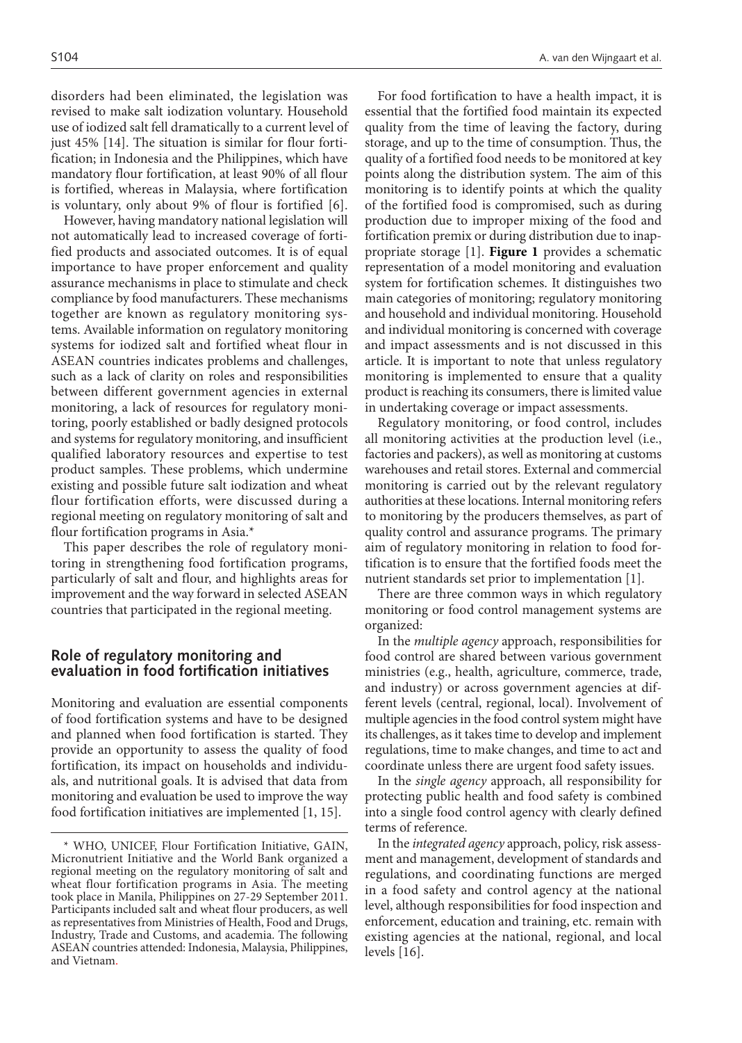disorders had been eliminated, the legislation was revised to make salt iodization voluntary. Household use of iodized salt fell dramatically to a current level of just 45% [14]. The situation is similar for flour fortification; in Indonesia and the Philippines, which have mandatory flour fortification, at least 90% of all flour is fortified, whereas in Malaysia, where fortification is voluntary, only about 9% of flour is fortified [6].

However, having mandatory national legislation will not automatically lead to increased coverage of fortified products and associated outcomes. It is of equal importance to have proper enforcement and quality assurance mechanisms in place to stimulate and check compliance by food manufacturers. These mechanisms together are known as regulatory monitoring systems. Available information on regulatory monitoring systems for iodized salt and fortified wheat flour in ASEAN countries indicates problems and challenges, such as a lack of clarity on roles and responsibilities between different government agencies in external monitoring, a lack of resources for regulatory monitoring, poorly established or badly designed protocols and systems for regulatory monitoring, and insufficient qualified laboratory resources and expertise to test product samples. These problems, which undermine existing and possible future salt iodization and wheat flour fortification efforts, were discussed during a regional meeting on regulatory monitoring of salt and flour fortification programs in Asia.*

This paper describes the role of regulatory monitoring in strengthening food fortification programs, particularly of salt and flour, and highlights areas for improvement and the way forward in selected ASEAN countries that participated in the regional meeting.

## Role of regulatory monitoring and evaluation in food fortification initiatives

Monitoring and evaluation are essential components of food fortification systems and have to be designed and planned when food fortification is started. They provide an opportunity to assess the quality of food fortification, its impact on households and individuals, and nutritional goals. It is advised that data from monitoring and evaluation be used to improve the way food fortification initiatives are implemented [1, 15].

For food fortification to have a health impact, it is essential that the fortified food maintain its expected quality from the time of leaving the factory, during storage, and up to the time of consumption. Thus, the quality of a fortified food needs to be monitored at key points along the distribution system. The aim of this monitoring is to identify points at which the quality of the fortified food is compromised, such as during production due to improper mixing of the food and fortification premix or during distribution due to inappropriate storage [1]. **Figure 1** provides a schematic representation of a model monitoring and evaluation system for fortification schemes. It distinguishes two main categories of monitoring; regulatory monitoring and household and individual monitoring. Household and individual monitoring is concerned with coverage and impact assessments and is not discussed in this article. It is important to note that unless regulatory monitoring is implemented to ensure that a quality product is reaching its consumers, there is limited value in undertaking coverage or impact assessments.

Regulatory monitoring, or food control, includes all monitoring activities at the production level (i.e., factories and packers), as well as monitoring at customs warehouses and retail stores. External and commercial monitoring is carried out by the relevant regulatory authorities at these locations. Internal monitoring refers to monitoring by the producers themselves, as part of quality control and assurance programs. The primary aim of regulatory monitoring in relation to food fortification is to ensure that the fortified foods meet the nutrient standards set prior to implementation [1].

There are three common ways in which regulatory monitoring or food control management systems are organized:

In the *multiple agency* approach, responsibilities for food control are shared between various government ministries (e.g., health, agriculture, commerce, trade, and industry) or across government agencies at different levels (central, regional, local). Involvement of multiple agencies in the food control system might have its challenges, as it takes time to develop and implement regulations, time to make changes, and time to act and coordinate unless there are urgent food safety issues.

In the *single agency* approach, all responsibility for protecting public health and food safety is combined into a single food control agency with clearly defined terms of reference.

In the *integrated agency* approach, policy, risk assessment and management, development of standards and regulations, and coordinating functions are merged in a food safety and control agency at the national level, although responsibilities for food inspection and enforcement, education and training, etc. remain with existing agencies at the national, regional, and local levels [16].

---

\* WHO, UNICEF, Flour Fortification Initiative, GAIN, Micronutrient Initiative and the World Bank organized a regional meeting on the regulatory monitoring of salt and wheat flour fortification programs in Asia. The meeting took place in Manila, Philippines on 27-29 September 2011. Participants included salt and wheat flour producers, as well as representatives from Ministries of Health, Food and Drugs, Industry, Trade and Customs, and academia. The following ASEAN countries attended: Indonesia, Malaysia, Philippines, and Vietnam.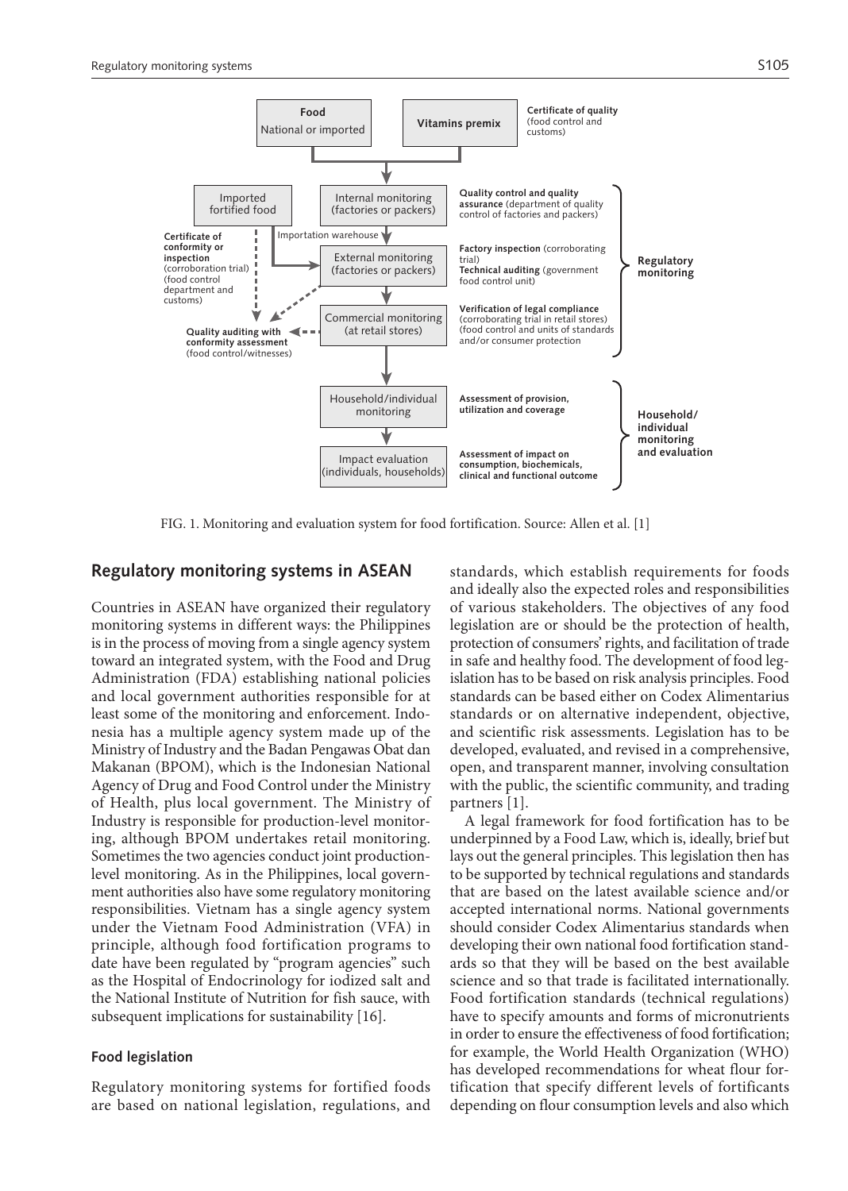Food
National or imported

Vitamins premix

Certificate of quality (food control and customs)

Imported fortified food

Internal monitoring (factories or packers)

Quality control and quality assurance (department of quality control of factories and packers)

Importation warehouse

Certificate of conformity or inspection (corroboration trial) (food control department and customs)

External monitoring (factories or packers)

Factory inspection (corroborating trial)
Technical auditing (government food control unit)

Regulatory monitoring

Commercial monitoring (at retail stores)

Verification of legal compliance (corroborating trial in retail stores) (food control and units of standards and/or consumer protection

Quality auditing with conformity assessment (food control/witnesses)

Household/individual monitoring

Assessment of provision, utilization and coverage

Household/ individual monitoring and evaluation

Impact evaluation (individuals, households)

Assessment of impact on consumption, biochemicals, clinical and functional outcome

FIG. 1. Monitoring and evaluation system for food fortification. Source: Allen et al. [1]

## Regulatory monitoring systems in ASEAN

Countries in ASEAN have organized their regulatory monitoring systems in different ways: the Philippines is in the process of moving from a single agency system toward an integrated system, with the Food and Drug Administration (FDA) establishing national policies and local government authorities responsible for at least some of the monitoring and enforcement. Indonesia has a multiple agency system made up of the Ministry of Industry and the Badan Pengawas Obat dan Makanan (BPOM), which is the Indonesian National Agency of Drug and Food Control under the Ministry of Health, plus local government. The Ministry of Industry is responsible for production-level monitoring, although BPOM undertakes retail monitoring. Sometimes the two agencies conduct joint production-level monitoring. As in the Philippines, local government authorities also have some regulatory monitoring responsibilities. Vietnam has a single agency system under the Vietnam Food Administration (VFA) in principle, although food fortification programs to date have been regulated by "program agencies" such as the Hospital of Endocrinology for iodized salt and the National Institute of Nutrition for fish sauce, with subsequent implications for sustainability [16].

### Food legislation

Regulatory monitoring systems for fortified foods are based on national legislation, regulations, and standards, which establish requirements for foods and ideally also the expected roles and responsibilities of various stakeholders. The objectives of any food legislation are or should be the protection of health, protection of consumers' rights, and facilitation of trade in safe and healthy food. The development of food legislation has to be based on risk analysis principles. Food standards can be based either on Codex Alimentarius standards or on alternative independent, objective, and scientific risk assessments. Legislation has to be developed, evaluated, and revised in a comprehensive, open, and transparent manner, involving consultation with the public, the scientific community, and trading partners [1].

A legal framework for food fortification has to be underpinned by a Food Law, which is, ideally, brief but lays out the general principles. This legislation then has to be supported by technical regulations and standards that are based on the latest available science and/or accepted international norms. National governments should consider Codex Alimentarius standards when developing their own national food fortification standards so that they will be based on the best available science and so that trade is facilitated internationally. Food fortification standards (technical regulations) have to specify amounts and forms of micronutrients in order to ensure the effectiveness of food fortification; for example, the World Health Organization (WHO) has developed recommendations for wheat flour fortification that specify different levels of fortificants depending on flour consumption levels and also which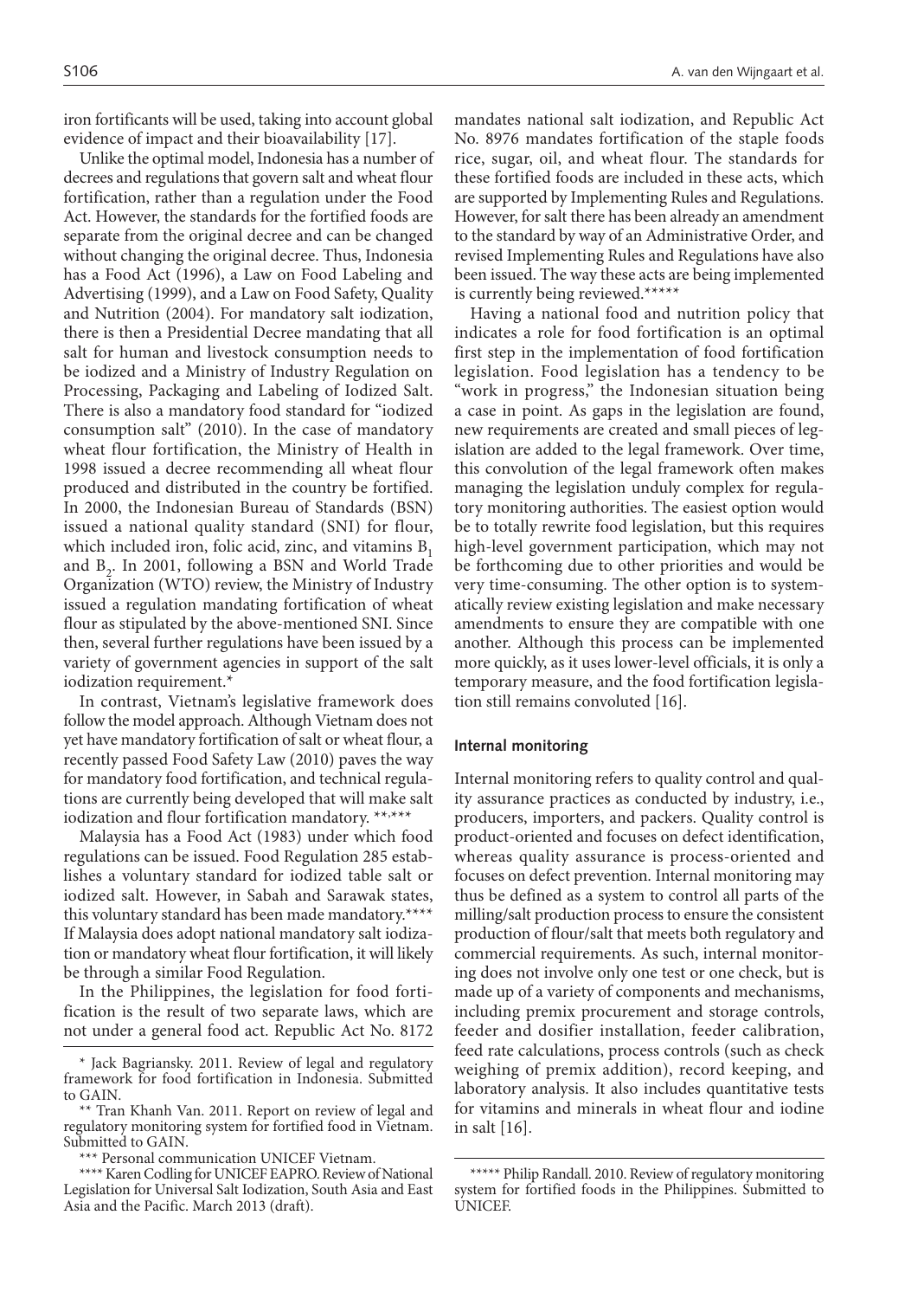iron fortificants will be used, taking into account global evidence of impact and their bioavailability [17].

Unlike the optimal model, Indonesia has a number of decrees and regulations that govern salt and wheat flour fortification, rather than a regulation under the Food Act. However, the standards for the fortified foods are separate from the original decree and can be changed without changing the original decree. Thus, Indonesia has a Food Act (1996), a Law on Food Labeling and Advertising (1999), and a Law on Food Safety, Quality and Nutrition (2004). For mandatory salt iodization, there is then a Presidential Decree mandating that all salt for human and livestock consumption needs to be iodized and a Ministry of Industry Regulation on Processing, Packaging and Labeling of Iodized Salt. There is also a mandatory food standard for "iodized consumption salt" (2010). In the case of mandatory wheat flour fortification, the Ministry of Health in 1998 issued a decree recommending all wheat flour produced and distributed in the country be fortified. In 2000, the Indonesian Bureau of Standards (BSN) issued a national quality standard (SNI) for flour, which included iron, folic acid, zinc, and vitamins $B_1$ and $B_2$. In 2001, following a BSN and World Trade Organization (WTO) review, the Ministry of Industry issued a regulation mandating fortification of wheat flour as stipulated by the above-mentioned SNI. Since then, several further regulations have been issued by a variety of government agencies in support of the salt iodization requirement.*

In contrast, Vietnam's legislative framework does follow the model approach. Although Vietnam does not yet have mandatory fortification of salt or wheat flour, a recently passed Food Safety Law (2010) paves the way for mandatory food fortification, and technical regulations are currently being developed that will make salt iodization and flour fortification mandatory. **,***

Malaysia has a Food Act (1983) under which food regulations can be issued. Food Regulation 285 establishes a voluntary standard for iodized table salt or iodized salt. However, in Sabah and Sarawak states, this voluntary standard has been made mandatory.**** If Malaysia does adopt national mandatory salt iodization or mandatory wheat flour fortification, it will likely be through a similar Food Regulation.

In the Philippines, the legislation for food fortification is the result of two separate laws, which are not under a general food act. Republic Act No. 8172 mandates national salt iodization, and Republic Act No. 8976 mandates fortification of the staple foods rice, sugar, oil, and wheat flour. The standards for these fortified foods are included in these acts, which are supported by Implementing Rules and Regulations. However, for salt there has been already an amendment to the standard by way of an Administrative Order, and revised Implementing Rules and Regulations have also been issued. The way these acts are being implemented is currently being reviewed.*****

Having a national food and nutrition policy that indicates a role for food fortification is an optimal first step in the implementation of food fortification legislation. Food legislation has a tendency to be "work in progress," the Indonesian situation being a case in point. As gaps in the legislation are found, new requirements are created and small pieces of legislation are added to the legal framework. Over time, this convolution of the legal framework often makes managing the legislation unduly complex for regulatory monitoring authorities. The easiest option would be to totally rewrite food legislation, but this requires high-level government participation, which may not be forthcoming due to other priorities and would be very time-consuming. The other option is to systematically review existing legislation and make necessary amendments to ensure they are compatible with one another. Although this process can be implemented more quickly, as it uses lower-level officials, it is only a temporary measure, and the food fortification legislation still remains convoluted [16].

### Internal monitoring

Internal monitoring refers to quality control and quality assurance practices as conducted by industry, i.e., producers, importers, and packers. Quality control is product-oriented and focuses on defect identification, whereas quality assurance is process-oriented and focuses on defect prevention. Internal monitoring may thus be defined as a system to control all parts of the milling/salt production process to ensure the consistent production of flour/salt that meets both regulatory and commercial requirements. As such, internal monitoring does not involve only one test or one check, but is made up of a variety of components and mechanisms, including premix procurement and storage controls, feeder and dosifier installation, feeder calibration, feed rate calculations, process controls (such as check weighing of premix addition), record keeping, and laboratory analysis. It also includes quantitative tests for vitamins and minerals in wheat flour and iodine in salt [16].

---

\* Jack Bagriansky. 2011. Review of legal and regulatory framework for food fortification in Indonesia. Submitted to GAIN.

** Tran Khanh Van. 2011. Report on review of legal and regulatory monitoring system for fortified food in Vietnam. Submitted to GAIN.

*** Personal communication UNICEF Vietnam.

**** Karen Codling for UNICEF EAPRO. Review of National Legislation for Universal Salt Iodization, South Asia and East Asia and the Pacific. March 2013 (draft).

***** Philip Randall. 2010. Review of regulatory monitoring system for fortified foods in the Philippines. Submitted to UNICEF.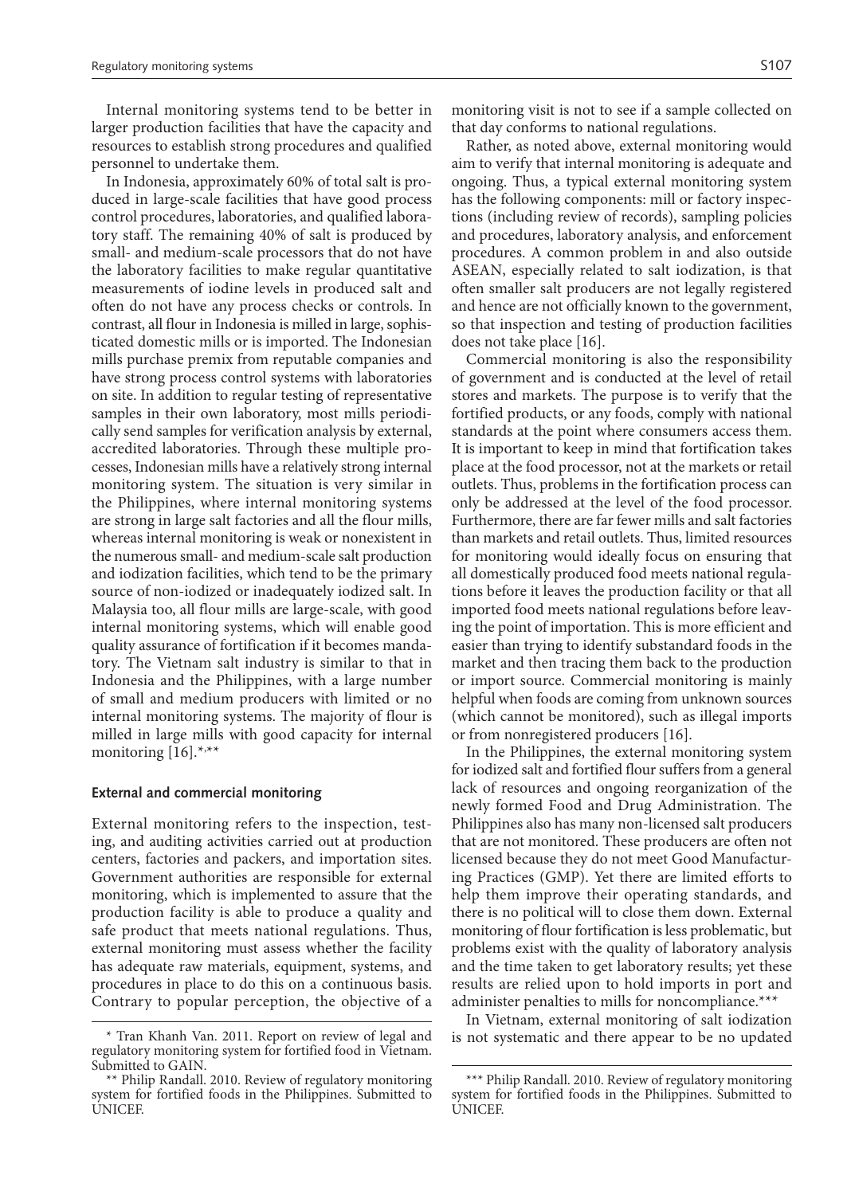Internal monitoring systems tend to be better in larger production facilities that have the capacity and resources to establish strong procedures and qualified personnel to undertake them.

In Indonesia, approximately 60% of total salt is produced in large-scale facilities that have good process control procedures, laboratories, and qualified laboratory staff. The remaining 40% of salt is produced by small- and medium-scale processors that do not have the laboratory facilities to make regular quantitative measurements of iodine levels in produced salt and often do not have any process checks or controls. In contrast, all flour in Indonesia is milled in large, sophisticated domestic mills or is imported. The Indonesian mills purchase premix from reputable companies and have strong process control systems with laboratories on site. In addition to regular testing of representative samples in their own laboratory, most mills periodically send samples for verification analysis by external, accredited laboratories. Through these multiple processes, Indonesian mills have a relatively strong internal monitoring system. The situation is very similar in the Philippines, where internal monitoring systems are strong in large salt factories and all the flour mills, whereas internal monitoring is weak or nonexistent in the numerous small- and medium-scale salt production and iodization facilities, which tend to be the primary source of non-iodized or inadequately iodized salt. In Malaysia too, all flour mills are large-scale, with good internal monitoring systems, which will enable good quality assurance of fortification if it becomes mandatory. The Vietnam salt industry is similar to that in Indonesia and the Philippines, with a large number of small and medium producers with limited or no internal monitoring systems. The majority of flour is milled in large mills with good capacity for internal monitoring [16].*,**

#### External and commercial monitoring

External monitoring refers to the inspection, testing, and auditing activities carried out at production centers, factories and packers, and importation sites. Government authorities are responsible for external monitoring, which is implemented to assure that the production facility is able to produce a quality and safe product that meets national regulations. Thus, external monitoring must assess whether the facility has adequate raw materials, equipment, systems, and procedures in place to do this on a continuous basis. Contrary to popular perception, the objective of a monitoring visit is not to see if a sample collected on that day conforms to national regulations.

Rather, as noted above, external monitoring would aim to verify that internal monitoring is adequate and ongoing. Thus, a typical external monitoring system has the following components: mill or factory inspections (including review of records), sampling policies and procedures, laboratory analysis, and enforcement procedures. A common problem in and also outside ASEAN, especially related to salt iodization, is that often smaller salt producers are not legally registered and hence are not officially known to the government, so that inspection and testing of production facilities does not take place [16].

Commercial monitoring is also the responsibility of government and is conducted at the level of retail stores and markets. The purpose is to verify that the fortified products, or any foods, comply with national standards at the point where consumers access them. It is important to keep in mind that fortification takes place at the food processor, not at the markets or retail outlets. Thus, problems in the fortification process can only be addressed at the level of the food processor. Furthermore, there are far fewer mills and salt factories than markets and retail outlets. Thus, limited resources for monitoring would ideally focus on ensuring that all domestically produced food meets national regulations before it leaves the production facility or that all imported food meets national regulations before leaving the point of importation. This is more efficient and easier than trying to identify substandard foods in the market and then tracing them back to the production or import source. Commercial monitoring is mainly helpful when foods are coming from unknown sources (which cannot be monitored), such as illegal imports or from nonregistered producers [16].

In the Philippines, the external monitoring system for iodized salt and fortified flour suffers from a general lack of resources and ongoing reorganization of the newly formed Food and Drug Administration. The Philippines also has many non-licensed salt producers that are not monitored. These producers are often not licensed because they do not meet Good Manufacturing Practices (GMP). Yet there are limited efforts to help them improve their operating standards, and there is no political will to close them down. External monitoring of flour fortification is less problematic, but problems exist with the quality of laboratory analysis and the time taken to get laboratory results; yet these results are relied upon to hold imports in port and administer penalties to mills for noncompliance.***

In Vietnam, external monitoring of salt iodization is not systematic and there appear to be no updated

---

* Tran Khanh Van. 2011. Report on review of legal and regulatory monitoring system for fortified food in Vietnam. Submitted to GAIN.

** Philip Randall. 2010. Review of regulatory monitoring system for fortified foods in the Philippines. Submitted to UNICEF.

*** Philip Randall. 2010. Review of regulatory monitoring system for fortified foods in the Philippines. Submitted to UNICEF.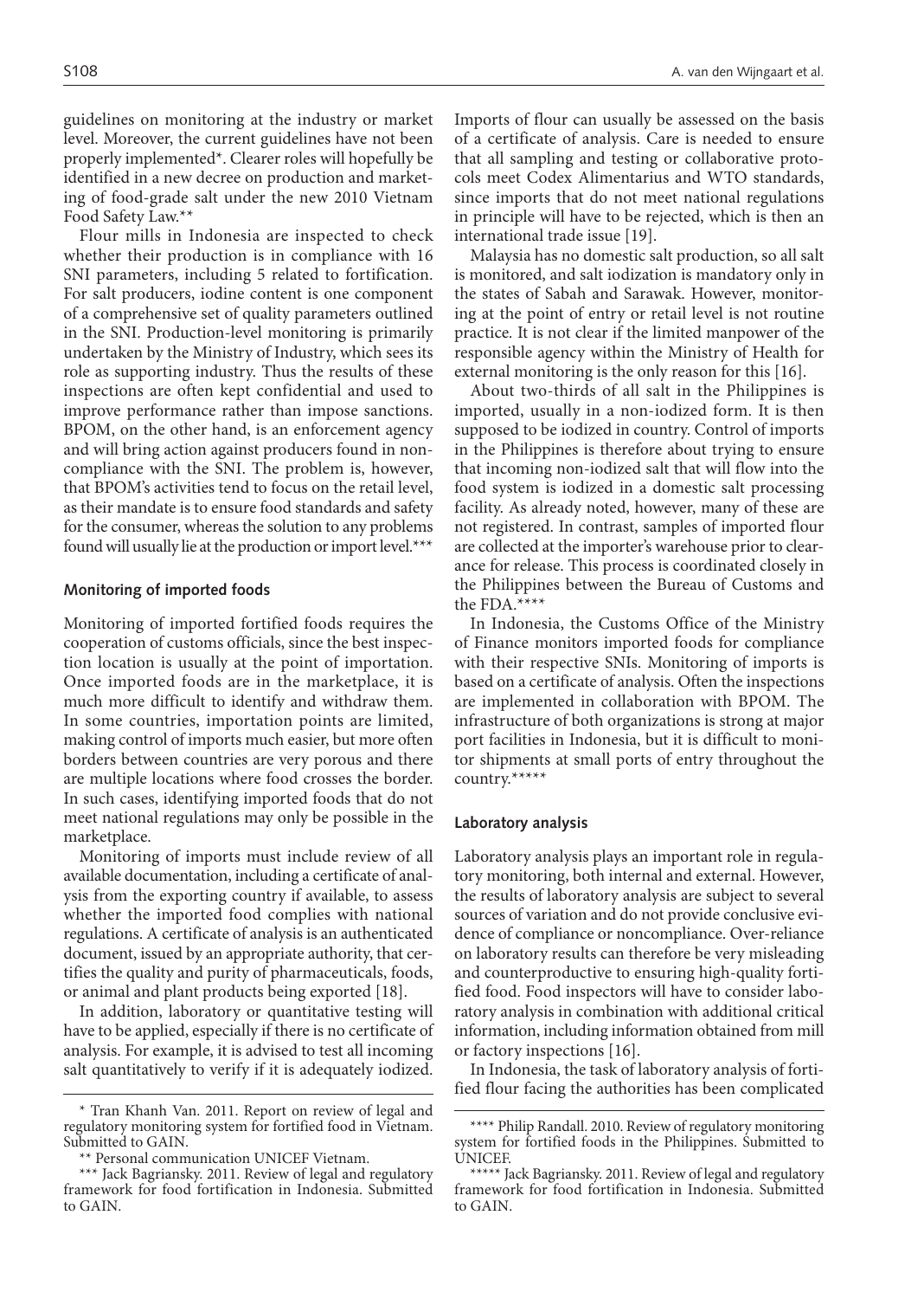guidelines on monitoring at the industry or market level. Moreover, the current guidelines have not been properly implemented*. Clearer roles will hopefully be identified in a new decree on production and marketing of food-grade salt under the new 2010 Vietnam Food Safety Law.**

Flour mills in Indonesia are inspected to check whether their production is in compliance with 16 SNI parameters, including 5 related to fortification. For salt producers, iodine content is one component of a comprehensive set of quality parameters outlined in the SNI. Production-level monitoring is primarily undertaken by the Ministry of Industry, which sees its role as supporting industry. Thus the results of these inspections are often kept confidential and used to improve performance rather than impose sanctions. BPOM, on the other hand, is an enforcement agency and will bring action against producers found in noncompliance with the SNI. The problem is, however, that BPOM's activities tend to focus on the retail level, as their mandate is to ensure food standards and safety for the consumer, whereas the solution to any problems found will usually lie at the production or import level.***

### Monitoring of imported foods

Monitoring of imported fortified foods requires the cooperation of customs officials, since the best inspection location is usually at the point of importation. Once imported foods are in the marketplace, it is much more difficult to identify and withdraw them. In some countries, importation points are limited, making control of imports much easier, but more often borders between countries are very porous and there are multiple locations where food crosses the border. In such cases, identifying imported foods that do not meet national regulations may only be possible in the marketplace.

Monitoring of imports must include review of all available documentation, including a certificate of analysis from the exporting country if available, to assess whether the imported food complies with national regulations. A certificate of analysis is an authenticated document, issued by an appropriate authority, that certifies the quality and purity of pharmaceuticals, foods, or animal and plant products being exported [18].

In addition, laboratory or quantitative testing will have to be applied, especially if there is no certificate of analysis. For example, it is advised to test all incoming salt quantitatively to verify if it is adequately iodized. Imports of flour can usually be assessed on the basis of a certificate of analysis. Care is needed to ensure that all sampling and testing or collaborative protocols meet Codex Alimentarius and WTO standards, since imports that do not meet national regulations in principle will have to be rejected, which is then an international trade issue [19].

Malaysia has no domestic salt production, so all salt is monitored, and salt iodization is mandatory only in the states of Sabah and Sarawak. However, monitoring at the point of entry or retail level is not routine practice. It is not clear if the limited manpower of the responsible agency within the Ministry of Health for external monitoring is the only reason for this [16].

About two-thirds of all salt in the Philippines is imported, usually in a non-iodized form. It is then supposed to be iodized in country. Control of imports in the Philippines is therefore about trying to ensure that incoming non-iodized salt that will flow into the food system is iodized in a domestic salt processing facility. As already noted, however, many of these are not registered. In contrast, samples of imported flour are collected at the importer's warehouse prior to clearance for release. This process is coordinated closely in the Philippines between the Bureau of Customs and the FDA.****

In Indonesia, the Customs Office of the Ministry of Finance monitors imported foods for compliance with their respective SNIs. Monitoring of imports is based on a certificate of analysis. Often the inspections are implemented in collaboration with BPOM. The infrastructure of both organizations is strong at major port facilities in Indonesia, but it is difficult to monitor shipments at small ports of entry throughout the country.*****

### Laboratory analysis

Laboratory analysis plays an important role in regulatory monitoring, both internal and external. However, the results of laboratory analysis are subject to several sources of variation and do not provide conclusive evidence of compliance or noncompliance. Over-reliance on laboratory results can therefore be very misleading and counterproductive to ensuring high-quality fortified food. Food inspectors will have to consider laboratory analysis in combination with additional critical information, including information obtained from mill or factory inspections [16].

In Indonesia, the task of laboratory analysis of fortified flour facing the authorities has been complicated

---

* Tran Khanh Van. 2011. Report on review of legal and regulatory monitoring system for fortified food in Vietnam. Submitted to GAIN.

** Personal communication UNICEF Vietnam.

*** Jack Bagriansky. 2011. Review of legal and regulatory framework for food fortification in Indonesia. Submitted to GAIN.

**** Philip Randall. 2010. Review of regulatory monitoring system for fortified foods in the Philippines. Submitted to UNICEF.

***** Jack Bagriansky. 2011. Review of legal and regulatory framework for food fortification in Indonesia. Submitted to GAIN.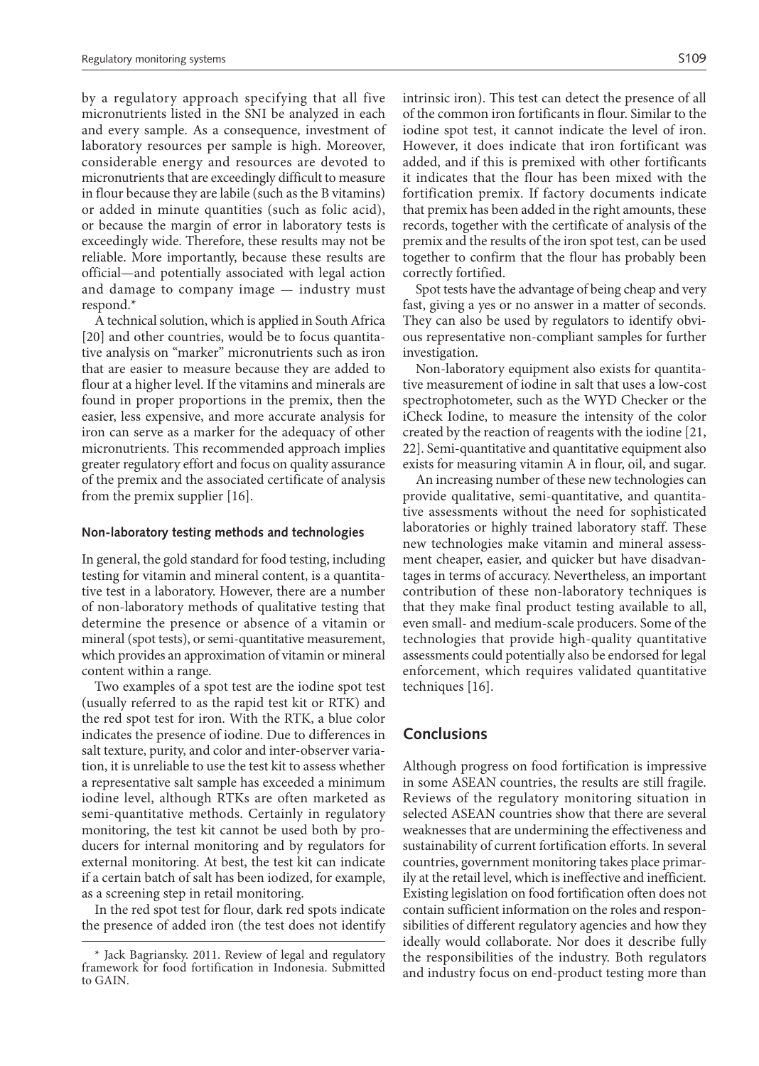by a regulatory approach specifying that all five micronutrients listed in the SNI be analyzed in each and every sample. As a consequence, investment of laboratory resources per sample is high. Moreover, considerable energy and resources are devoted to micronutrients that are exceedingly difficult to measure in flour because they are labile (such as the B vitamins) or added in minute quantities (such as folic acid), or because the margin of error in laboratory tests is exceedingly wide. Therefore, these results may not be reliable. More importantly, because these results are official—and potentially associated with legal action and damage to company image — industry must respond.*

A technical solution, which is applied in South Africa [20] and other countries, would be to focus quantitative analysis on "marker" micronutrients such as iron that are easier to measure because they are added to flour at a higher level. If the vitamins and minerals are found in proper proportions in the premix, then the easier, less expensive, and more accurate analysis for iron can serve as a marker for the adequacy of other micronutrients. This recommended approach implies greater regulatory effort and focus on quality assurance of the premix and the associated certificate of analysis from the premix supplier [16].

### Non-laboratory testing methods and technologies

In general, the gold standard for food testing, including testing for vitamin and mineral content, is a quantitative test in a laboratory. However, there are a number of non-laboratory methods of qualitative testing that determine the presence or absence of a vitamin or mineral (spot tests), or semi-quantitative measurement, which provides an approximation of vitamin or mineral content within a range.

Two examples of a spot test are the iodine spot test (usually referred to as the rapid test kit or RTK) and the red spot test for iron. With the RTK, a blue color indicates the presence of iodine. Due to differences in salt texture, purity, and color and inter-observer variation, it is unreliable to use the test kit to assess whether a representative salt sample has exceeded a minimum iodine level, although RTKs are often marketed as semi-quantitative methods. Certainly in regulatory monitoring, the test kit cannot be used both by producers for internal monitoring and by regulators for external monitoring. At best, the test kit can indicate if a certain batch of salt has been iodized, for example, as a screening step in retail monitoring.

In the red spot test for flour, dark red spots indicate the presence of added iron (the test does not identify intrinsic iron). This test can detect the presence of all of the common iron fortificants in flour. Similar to the iodine spot test, it cannot indicate the level of iron. However, it does indicate that iron fortificant was added, and if this is premixed with other fortificants it indicates that the flour has been mixed with the fortification premix. If factory documents indicate that premix has been added in the right amounts, these records, together with the certificate of analysis of the premix and the results of the iron spot test, can be used together to confirm that the flour has probably been correctly fortified.

Spot tests have the advantage of being cheap and very fast, giving a yes or no answer in a matter of seconds. They can also be used by regulators to identify obvious representative non-compliant samples for further investigation.

Non-laboratory equipment also exists for quantitative measurement of iodine in salt that uses a low-cost spectrophotometer, such as the WYD Checker or the iCheck Iodine, to measure the intensity of the color created by the reaction of reagents with the iodine [21, 22]. Semi-quantitative and quantitative equipment also exists for measuring vitamin A in flour, oil, and sugar.

An increasing number of these new technologies can provide qualitative, semi-quantitative, and quantitative assessments without the need for sophisticated laboratories or highly trained laboratory staff. These new technologies make vitamin and mineral assessment cheaper, easier, and quicker but have disadvantages in terms of accuracy. Nevertheless, an important contribution of these non-laboratory techniques is that they make final product testing available to all, even small- and medium-scale producers. Some of the technologies that provide high-quality quantitative assessments could potentially also be endorsed for legal enforcement, which requires validated quantitative techniques [16].

## Conclusions

Although progress on food fortification is impressive in some ASEAN countries, the results are still fragile. Reviews of the regulatory monitoring situation in selected ASEAN countries show that there are several weaknesses that are undermining the effectiveness and sustainability of current fortification efforts. In several countries, government monitoring takes place primarily at the retail level, which is ineffective and inefficient. Existing legislation on food fortification often does not contain sufficient information on the roles and responsibilities of different regulatory agencies and how they ideally would collaborate. Nor does it describe fully the responsibilities of the industry. Both regulators and industry focus on end-product testing more than

* Jack Bagriansky. 2011. Review of legal and regulatory framework for food fortification in Indonesia. Submitted to GAIN.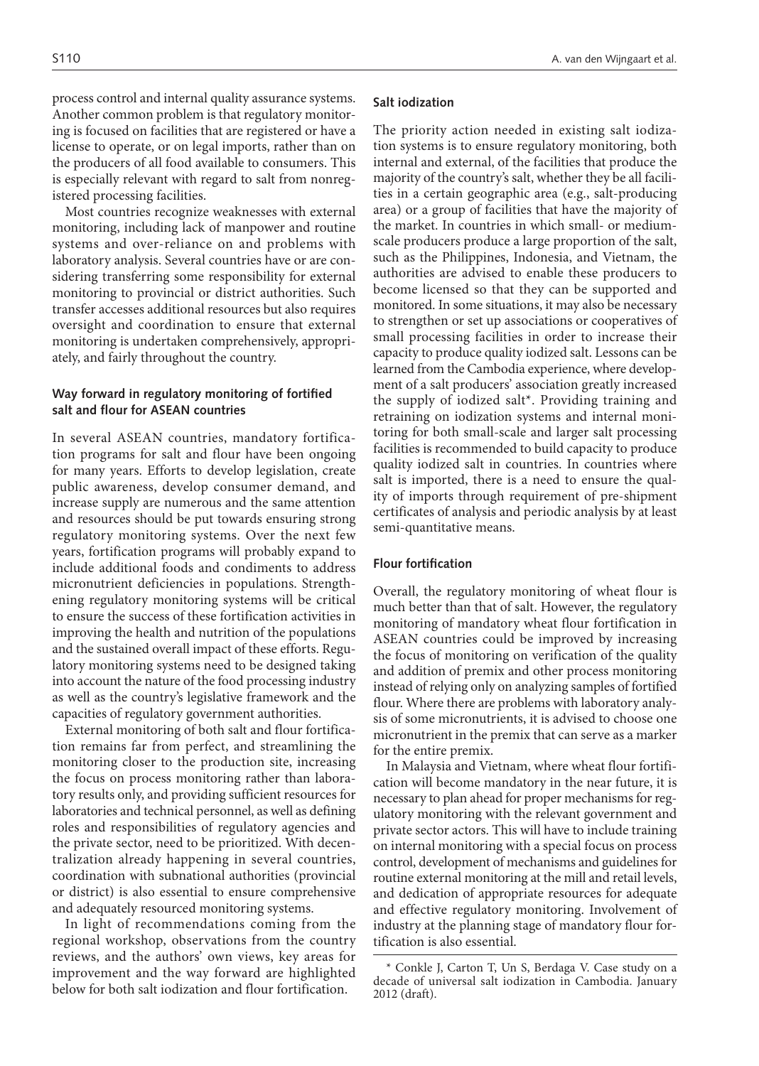process control and internal quality assurance systems. Another common problem is that regulatory monitoring is focused on facilities that are registered or have a license to operate, or on legal imports, rather than on the producers of all food available to consumers. This is especially relevant with regard to salt from nonregistered processing facilities.

Most countries recognize weaknesses with external monitoring, including lack of manpower and routine systems and over-reliance on and problems with laboratory analysis. Several countries have or are considering transferring some responsibility for external monitoring to provincial or district authorities. Such transfer accesses additional resources but also requires oversight and coordination to ensure that external monitoring is undertaken comprehensively, appropriately, and fairly throughout the country.

### Way forward in regulatory monitoring of fortified salt and flour for ASEAN countries

In several ASEAN countries, mandatory fortification programs for salt and flour have been ongoing for many years. Efforts to develop legislation, create public awareness, develop consumer demand, and increase supply are numerous and the same attention and resources should be put towards ensuring strong regulatory monitoring systems. Over the next few years, fortification programs will probably expand to include additional foods and condiments to address micronutrient deficiencies in populations. Strengthening regulatory monitoring systems will be critical to ensure the success of these fortification activities in improving the health and nutrition of the populations and the sustained overall impact of these efforts. Regulatory monitoring systems need to be designed taking into account the nature of the food processing industry as well as the country's legislative framework and the capacities of regulatory government authorities.

External monitoring of both salt and flour fortification remains far from perfect, and streamlining the monitoring closer to the production site, increasing the focus on process monitoring rather than laboratory results only, and providing sufficient resources for laboratories and technical personnel, as well as defining roles and responsibilities of regulatory agencies and the private sector, need to be prioritized. With decentralization already happening in several countries, coordination with subnational authorities (provincial or district) is also essential to ensure comprehensive and adequately resourced monitoring systems.

In light of recommendations coming from the regional workshop, observations from the country reviews, and the authors' own views, key areas for improvement and the way forward are highlighted below for both salt iodization and flour fortification.

#### Salt iodization

The priority action needed in existing salt iodization systems is to ensure regulatory monitoring, both internal and external, of the facilities that produce the majority of the country's salt, whether they be all facilities in a certain geographic area (e.g., salt-producing area) or a group of facilities that have the majority of the market. In countries in which small- or medium-scale producers produce a large proportion of the salt, such as the Philippines, Indonesia, and Vietnam, the authorities are advised to enable these producers to become licensed so that they can be supported and monitored. In some situations, it may also be necessary to strengthen or set up associations or cooperatives of small processing facilities in order to increase their capacity to produce quality iodized salt. Lessons can be learned from the Cambodia experience, where development of a salt producers' association greatly increased the supply of iodized salt*. Providing training and retraining on iodization systems and internal monitoring for both small-scale and larger salt processing facilities is recommended to build capacity to produce quality iodized salt in countries. In countries where salt is imported, there is a need to ensure the quality of imports through requirement of pre-shipment certificates of analysis and periodic analysis by at least semi-quantitative means.

#### Flour fortification

Overall, the regulatory monitoring of wheat flour is much better than that of salt. However, the regulatory monitoring of mandatory wheat flour fortification in ASEAN countries could be improved by increasing the focus of monitoring on verification of the quality and addition of premix and other process monitoring instead of relying only on analyzing samples of fortified flour. Where there are problems with laboratory analysis of some micronutrients, it is advised to choose one micronutrient in the premix that can serve as a marker for the entire premix.

In Malaysia and Vietnam, where wheat flour fortification will become mandatory in the near future, it is necessary to plan ahead for proper mechanisms for regulatory monitoring with the relevant government and private sector actors. This will have to include training on internal monitoring with a special focus on process control, development of mechanisms and guidelines for routine external monitoring at the mill and retail levels, and dedication of appropriate resources for adequate and effective regulatory monitoring. Involvement of industry at the planning stage of mandatory flour fortification is also essential.

---

* Conkle J, Carton T, Un S, Berdaga V. Case study on a decade of universal salt iodization in Cambodia. January 2012 (draft).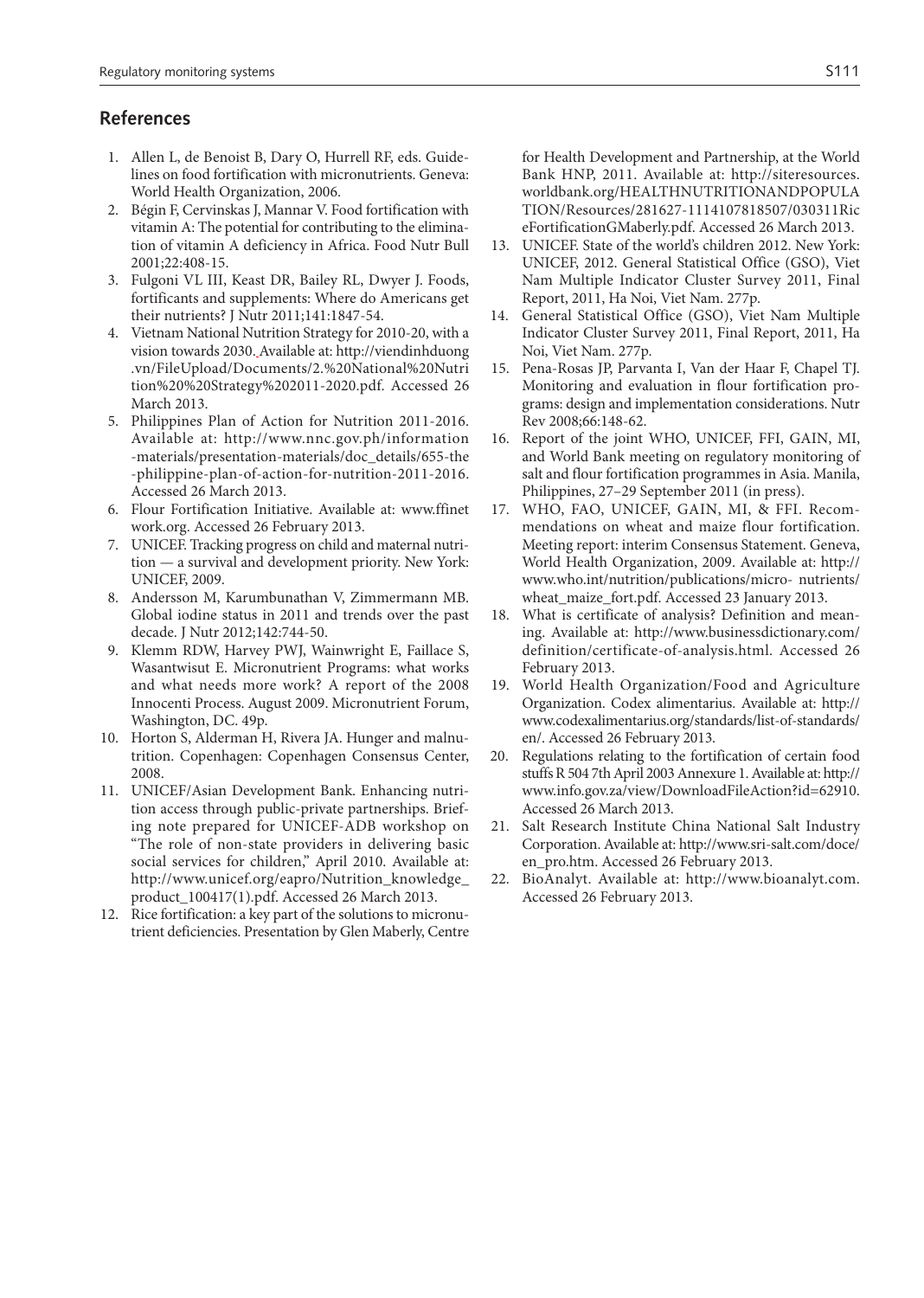## References

1. Allen L, de Benoist B, Dary O, Hurrell RF, eds. Guidelines on food fortification with micronutrients. Geneva: World Health Organization, 2006.
2. Bégin F, Cervinskas J, Mannar V. Food fortification with vitamin A: The potential for contributing to the elimination of vitamin A deficiency in Africa. Food Nutr Bull 2001;22:408-15.
3. Fulgoni VL III, Keast DR, Bailey RL, Dwyer J. Foods, fortificants and supplements: Where do Americans get their nutrients? J Nutr 2011;141:1847-54.
4. Vietnam National Nutrition Strategy for 2010-20, with a vision towards 2030. Available at: http://viendinhduong.vn/FileUpload/Documents/2.%20National%20Nutrition%20%20Strategy%202011-2020.pdf. Accessed 26 March 2013.
5. Philippines Plan of Action for Nutrition 2011-2016. Available at: http://www.nnc.gov.ph/information-materials/presentation-materials/doc_details/655-the-philippine-plan-of-action-for-nutrition-2011-2016. Accessed 26 March 2013.
6. Flour Fortification Initiative. Available at: www.ffinetwork.org. Accessed 26 February 2013.
7. UNICEF. Tracking progress on child and maternal nutrition — a survival and development priority. New York: UNICEF, 2009.
8. Andersson M, Karumbunathan V, Zimmermann MB. Global iodine status in 2011 and trends over the past decade. J Nutr 2012;142:744-50.
9. Klemm RDW, Harvey PWJ, Wainwright E, Faillace S, Wasantwisut E. Micronutrient Programs: what works and what needs more work? A report of the 2008 Innocenti Process. August 2009. Micronutrient Forum, Washington, DC. 49p.
10. Horton S, Alderman H, Rivera JA. Hunger and malnutrition. Copenhagen: Copenhagen Consensus Center, 2008.
11. UNICEF/Asian Development Bank. Enhancing nutrition access through public-private partnerships. Briefing note prepared for UNICEF-ADB workshop on "The role of non-state providers in delivering basic social services for children," April 2010. Available at: http://www.unicef.org/eapro/Nutrition_knowledge_product_100417(1).pdf. Accessed 26 March 2013.
12. Rice fortification: a key part of the solutions to micronutrient deficiencies. Presentation by Glen Maberly, Centre for Health Development and Partnership, at the World Bank HNP, 2011. Available at: http://siteresources.worldbank.org/HEALTHNUTRITIONANDPOPULATION/Resources/281627-1114107818507/030311RiceFortificationGMaberly.pdf. Accessed 26 March 2013.
13. UNICEF. State of the world's children 2012. New York: UNICEF, 2012. General Statistical Office (GSO), Viet Nam Multiple Indicator Cluster Survey 2011, Final Report, 2011, Ha Noi, Viet Nam. 277p.
14. General Statistical Office (GSO), Viet Nam Multiple Indicator Cluster Survey 2011, Final Report, 2011, Ha Noi, Viet Nam. 277p.
15. Pena-Rosas JP, Parvanta I, Van der Haar F, Chapel TJ. Monitoring and evaluation in flour fortification programs: design and implementation considerations. Nutr Rev 2008;66:148-62.
16. Report of the joint WHO, UNICEF, FFI, GAIN, MI, and World Bank meeting on regulatory monitoring of salt and flour fortification programmes in Asia. Manila, Philippines, 27–29 September 2011 (in press).
17. WHO, FAO, UNICEF, GAIN, MI, & FFI. Recommendations on wheat and maize flour fortification. Meeting report: interim Consensus Statement. Geneva, World Health Organization, 2009. Available at: http://www.who.int/nutrition/publications/micro- nutrients/wheat_maize_fort.pdf. Accessed 23 January 2013.
18. What is certificate of analysis? Definition and meaning. Available at: http://www.businessdictionary.com/definition/certificate-of-analysis.html. Accessed 26 February 2013.
19. World Health Organization/Food and Agriculture Organization. Codex alimentarius. Available at: http://www.codexalimentarius.org/standards/list-of-standards/en/. Accessed 26 February 2013.
20. Regulations relating to the fortification of certain food stuffs R 504 7th April 2003 Annexure 1. Available at: http://www.info.gov.za/view/DownloadFileAction?id=62910. Accessed 26 March 2013.
21. Salt Research Institute China National Salt Industry Corporation. Available at: http://www.sri-salt.com/doce/en_pro.htm. Accessed 26 February 2013.
22. BioAnalyt. Available at: http://www.bioanalyt.com. Accessed 26 February 2013.